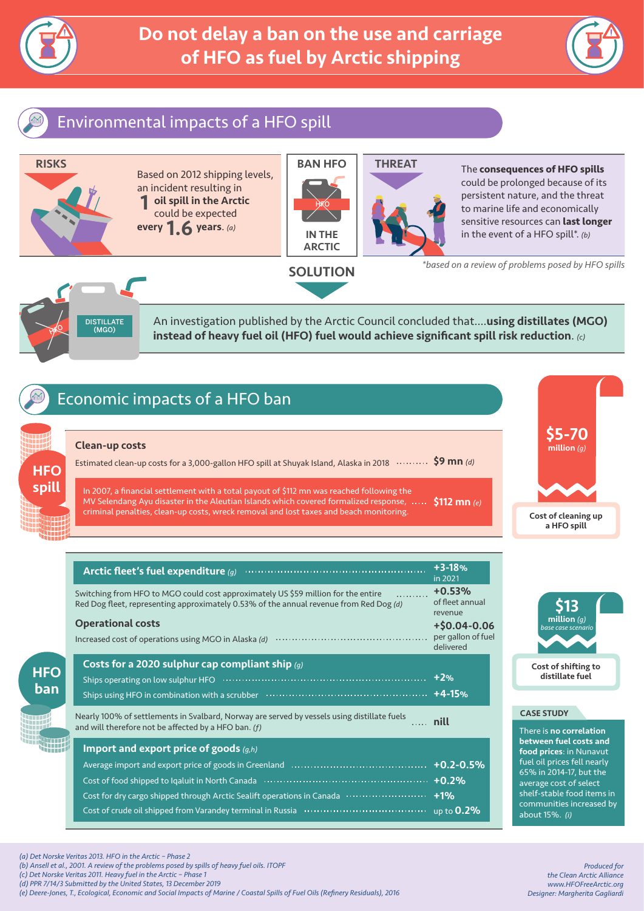# Do not delay a ban on the use and carriage of HFO as fuel by Arctic shipping

## Environmental impacts of a HFO spill

**RISKS**

Based on 2012 shipping levels, an incident resulting in **1 oil spill in the Arctic** could be expected **every 1.6 years**. *(a)*

**BAN HFO IN THE ARCTIC**

**THREAT**

The **consequences of HFO spills** could be prolonged because of its persistent nature, and the threat to marine life and economically sensitive resources can **last longer** in the event of a HFO spill*. *(b)*

*based on a review of problems posed by HFO spills

**SOLUTION**

DISTILLATE (MGO)

An investigation published by the Arctic Council concluded that....**using distillates (MGO) instead of heavy fuel oil (HFO) fuel would achieve significant spill risk reduction**. *(c)*

## Economic impacts of a HFO ban

### HFO spill

**Clean-up costs**

| | |
|---|---|
| Estimated clean-up costs for a 3,000-gallon HFO spill at Shuyak Island, Alaska in 2018 | **$9 mn** *(d)* |
| In 2007, a financial settlement with a total payout of $112 mn was reached following the MV Selendang Ayu disaster in the Aleutian Islands which covered formalized response, criminal penalties, clean-up costs, wreck removal and lost taxes and beach monitoring. | **$112 mn** *(e)* |

**$5-70 million** *(g)* — Cost of cleaning up a HFO spill

### HFO ban

| | |
|---|---|
| **Arctic fleet's fuel expenditure** *(g)* | **+3-18%** in 2021 |
| Switching from HFO to MGO could cost approximately US $59 million for the entire Red Dog fleet, representing approximately 0.53% of the annual revenue from Red Dog *(d)* | **+0.53%** of fleet annual revenue |
| **Operational costs** | |
| Increased cost of operations using MGO in Alaska *(d)* | **+$0.04-0.06** per gallon of fuel delivered |
| **Costs for a 2020 sulphur cap compliant ship** *(g)* | |
| Ships operating on low sulphur HFO | **+2%** |
| Ships using HFO in combination with a scrubber | **+4-15%** |
| Nearly 100% of settlements in Svalbard, Norway are served by vessels using distillate fuels and will therefore not be affected by a HFO ban. *(f)* | **nill** |
| **Import and export price of goods** *(g,h)* | |
| Average import and export price of goods in Greenland | **+0.2-0.5%** |
| Cost of food shipped to Iqaluit in North Canada | **+0.2%** |
| Cost for dry cargo shipped through Arctic Sealift operations in Canada | **+1%** |
| Cost of crude oil shipped from Varandey terminal in Russia | up to **0.2%** |

**$13 million** *(g)* *base case scenario* — Cost of shifting to distillate fuel

**CASE STUDY**

There is **no correlation between fuel costs and food prices**: in Nunavut fuel oil prices fell nearly 65% in 2014-17, but the average cost of select shelf-stable food items in communities increased by about 15%. *(i)*

*(a) Det Norske Veritas 2013. HFO in the Arctic – Phase 2*
*(b) Ansell et al., 2001. A review of the problems posed by spills of heavy fuel oils. ITOPF*
*(c) Det Norske Veritas 2011. Heavy fuel in the Arctic – Phase 1*
*(d) PPR 7/14/3 Submitted by the United States, 13 December 2019*
*(e) Deere-Jones, T., Ecological, Economic and Social Impacts of Marine / Coastal Spills of Fuel Oils (Refinery Residuals), 2016*

*Produced for the Clean Arctic Alliance www.HFOFreeArctic.org Designer: Margherita Gagliardi*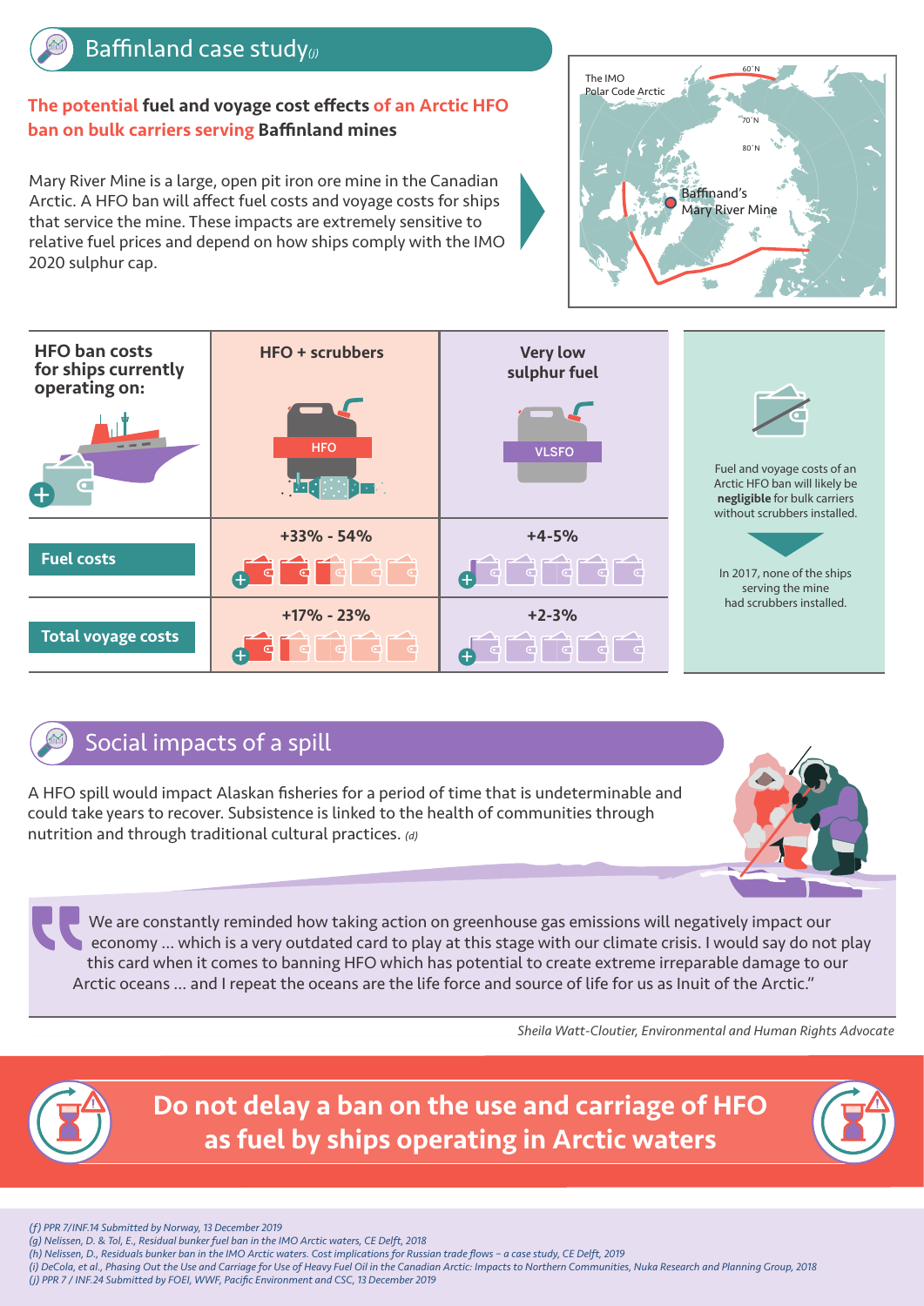## Baffinland case study(j)

**The potential fuel and voyage cost effects of an Arctic HFO ban on bulk carriers serving Baffinland mines**

Mary River Mine is a large, open pit iron ore mine in the Canadian Arctic. A HFO ban will affect fuel costs and voyage costs for ships that service the mine. These impacts are extremely sensitive to relative fuel prices and depend on how ships comply with the IMO 2020 sulphur cap.

The IMO Polar Code Arctic

60°N

70°N

80°N

Baffinand's Mary River Mine

| HFO ban costs for ships currently operating on: | HFO + scrubbers | Very low sulphur fuel |
|---|---|---|
| | HFO | VLSFO |
| Fuel costs | +33% - 54% | +4-5% |
| Total voyage costs | +17% - 23% | +2-3% |

Fuel and voyage costs of an Arctic HFO ban will likely be **negligible** for bulk carriers without scrubbers installed.

In 2017, none of the ships serving the mine had scrubbers installed.

## Social impacts of a spill

A HFO spill would impact Alaskan fisheries for a period of time that is undeterminable and could take years to recover. Subsistence is linked to the health of communities through nutrition and through traditional cultural practices. *(d)*

> We are constantly reminded how taking action on greenhouse gas emissions will negatively impact our economy ... which is a very outdated card to play at this stage with our climate crisis. I would say do not play this card when it comes to banning HFO which has potential to create extreme irreparable damage to our Arctic oceans ... and I repeat the oceans are the life force and source of life for us as Inuit of the Arctic."

*Sheila Watt-Cloutier, Environmental and Human Rights Advocate*

**Do not delay a ban on the use and carriage of HFO as fuel by ships operating in Arctic waters**

*(f) PPR 7/INF.14 Submitted by Norway, 13 December 2019*
*(g) Nelissen, D. & Tol, E., Residual bunker fuel ban in the IMO Arctic waters, CE Delft, 2018*
*(h) Nelissen, D., Residuals bunker ban in the IMO Arctic waters. Cost implications for Russian trade flows – a case study, CE Delft, 2019*
*(i) DeCola, et al., Phasing Out the Use and Carriage for Use of Heavy Fuel Oil in the Canadian Arctic: Impacts to Northern Communities, Nuka Research and Planning Group, 2018*
*(j) PPR 7 / INF.24 Submitted by FOEI, WWF, Pacific Environment and CSC, 13 December 2019*